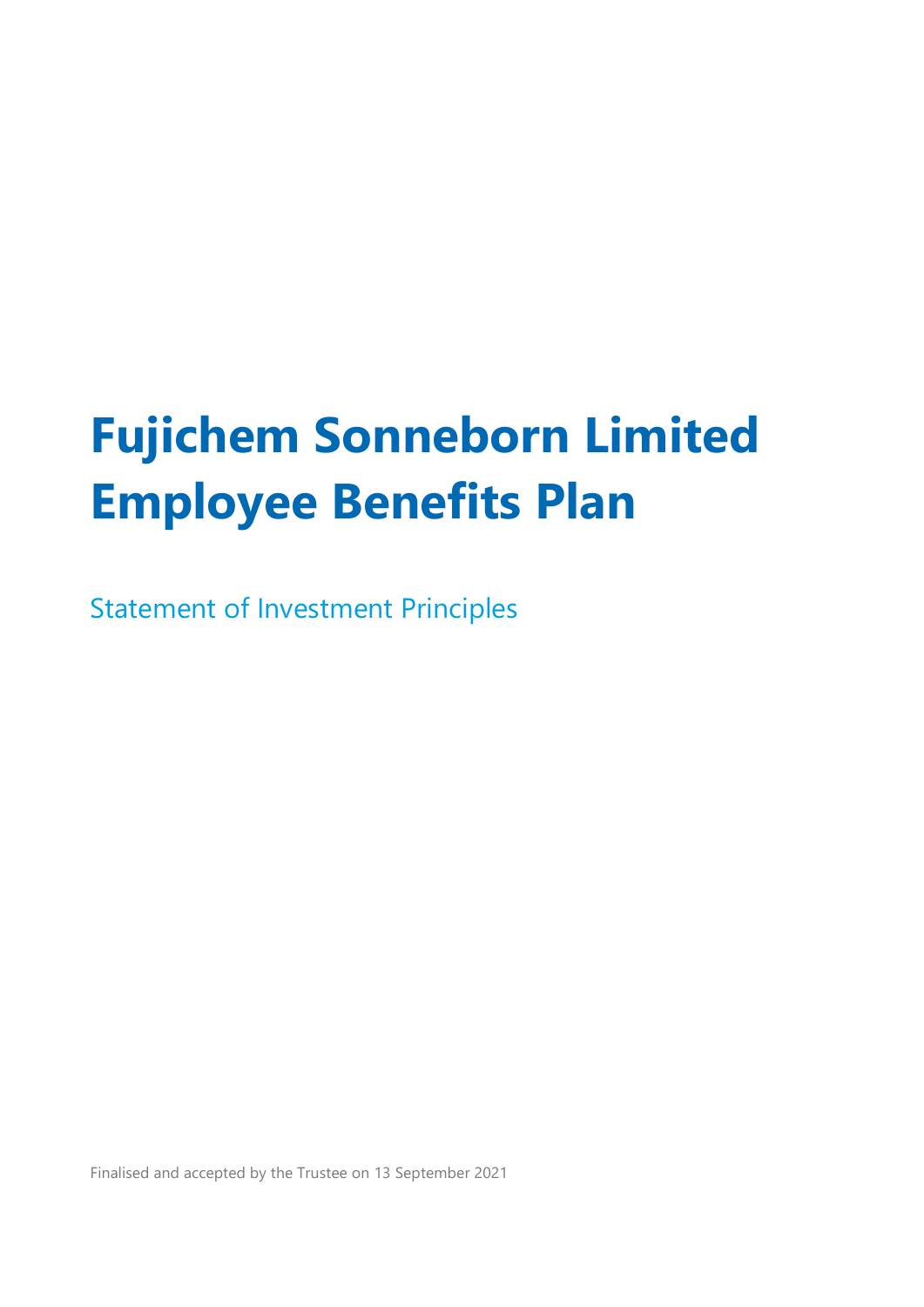# Fujichem Sonneborn Limited Employee Benefits Plan

Statement of Investment Principles

Finalised and accepted by the Trustee on 13 September 2021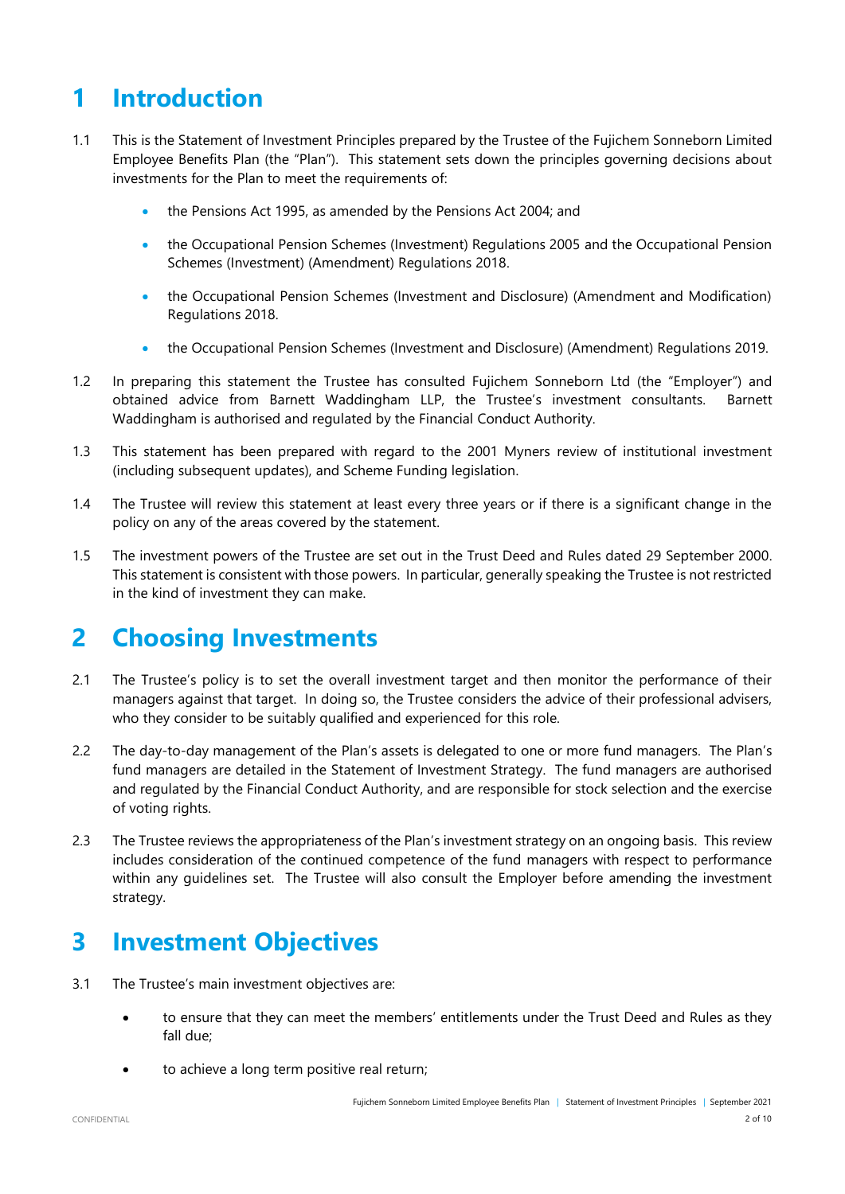# 1 Introduction

1.1 This is the Statement of Investment Principles prepared by the Trustee of the Fujichem Sonneborn Limited Employee Benefits Plan (the "Plan"). This statement sets down the principles governing decisions about investments for the Plan to meet the requirements of:

- the Pensions Act 1995, as amended by the Pensions Act 2004; and
- the Occupational Pension Schemes (Investment) Regulations 2005 and the Occupational Pension Schemes (Investment) (Amendment) Regulations 2018.
- the Occupational Pension Schemes (Investment and Disclosure) (Amendment and Modification) Regulations 2018.
- the Occupational Pension Schemes (Investment and Disclosure) (Amendment) Regulations 2019.

1.2 In preparing this statement the Trustee has consulted Fujichem Sonneborn Ltd (the "Employer") and obtained advice from Barnett Waddingham LLP, the Trustee's investment consultants. Barnett Waddingham is authorised and regulated by the Financial Conduct Authority.

1.3 This statement has been prepared with regard to the 2001 Myners review of institutional investment (including subsequent updates), and Scheme Funding legislation.

1.4 The Trustee will review this statement at least every three years or if there is a significant change in the policy on any of the areas covered by the statement.

1.5 The investment powers of the Trustee are set out in the Trust Deed and Rules dated 29 September 2000. This statement is consistent with those powers. In particular, generally speaking the Trustee is not restricted in the kind of investment they can make.

# 2 Choosing Investments

2.1 The Trustee's policy is to set the overall investment target and then monitor the performance of their managers against that target. In doing so, the Trustee considers the advice of their professional advisers, who they consider to be suitably qualified and experienced for this role.

2.2 The day-to-day management of the Plan's assets is delegated to one or more fund managers. The Plan's fund managers are detailed in the Statement of Investment Strategy. The fund managers are authorised and regulated by the Financial Conduct Authority, and are responsible for stock selection and the exercise of voting rights.

2.3 The Trustee reviews the appropriateness of the Plan's investment strategy on an ongoing basis. This review includes consideration of the continued competence of the fund managers with respect to performance within any guidelines set. The Trustee will also consult the Employer before amending the investment strategy.

# 3 Investment Objectives

3.1 The Trustee's main investment objectives are:

- to ensure that they can meet the members' entitlements under the Trust Deed and Rules as they fall due;
- to achieve a long term positive real return;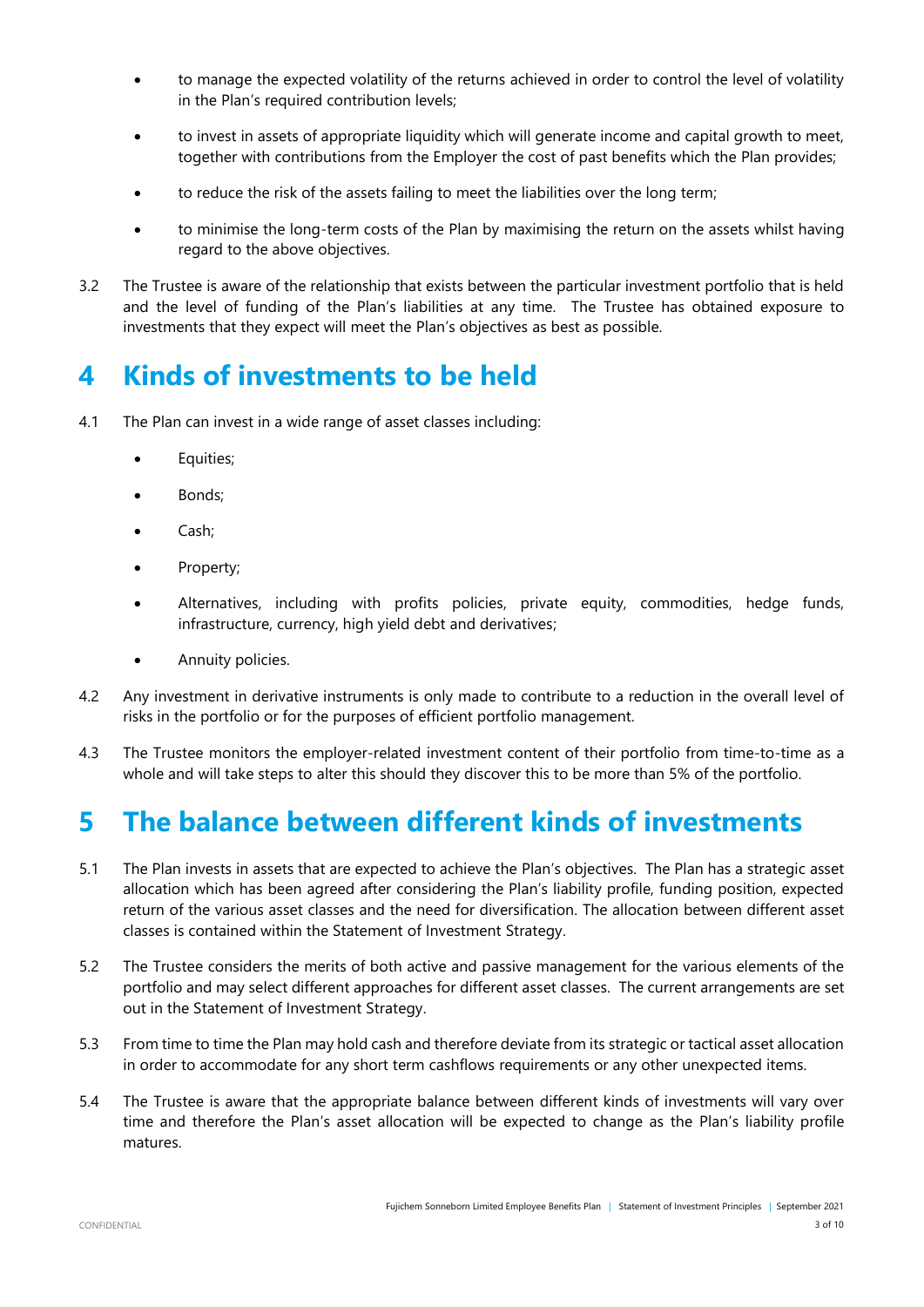- to manage the expected volatility of the returns achieved in order to control the level of volatility in the Plan's required contribution levels;
- to invest in assets of appropriate liquidity which will generate income and capital growth to meet, together with contributions from the Employer the cost of past benefits which the Plan provides;
- to reduce the risk of the assets failing to meet the liabilities over the long term;
- to minimise the long-term costs of the Plan by maximising the return on the assets whilst having regard to the above objectives.

3.2 The Trustee is aware of the relationship that exists between the particular investment portfolio that is held and the level of funding of the Plan's liabilities at any time. The Trustee has obtained exposure to investments that they expect will meet the Plan's objectives as best as possible.

# 4 Kinds of investments to be held

4.1 The Plan can invest in a wide range of asset classes including:

- Equities;
- Bonds;
- Cash;
- Property;
- Alternatives, including with profits policies, private equity, commodities, hedge funds, infrastructure, currency, high yield debt and derivatives;
- Annuity policies.

4.2 Any investment in derivative instruments is only made to contribute to a reduction in the overall level of risks in the portfolio or for the purposes of efficient portfolio management.

4.3 The Trustee monitors the employer-related investment content of their portfolio from time-to-time as a whole and will take steps to alter this should they discover this to be more than 5% of the portfolio.

# 5 The balance between different kinds of investments

5.1 The Plan invests in assets that are expected to achieve the Plan's objectives. The Plan has a strategic asset allocation which has been agreed after considering the Plan's liability profile, funding position, expected return of the various asset classes and the need for diversification. The allocation between different asset classes is contained within the Statement of Investment Strategy.

5.2 The Trustee considers the merits of both active and passive management for the various elements of the portfolio and may select different approaches for different asset classes. The current arrangements are set out in the Statement of Investment Strategy.

5.3 From time to time the Plan may hold cash and therefore deviate from its strategic or tactical asset allocation in order to accommodate for any short term cashflows requirements or any other unexpected items.

5.4 The Trustee is aware that the appropriate balance between different kinds of investments will vary over time and therefore the Plan's asset allocation will be expected to change as the Plan's liability profile matures.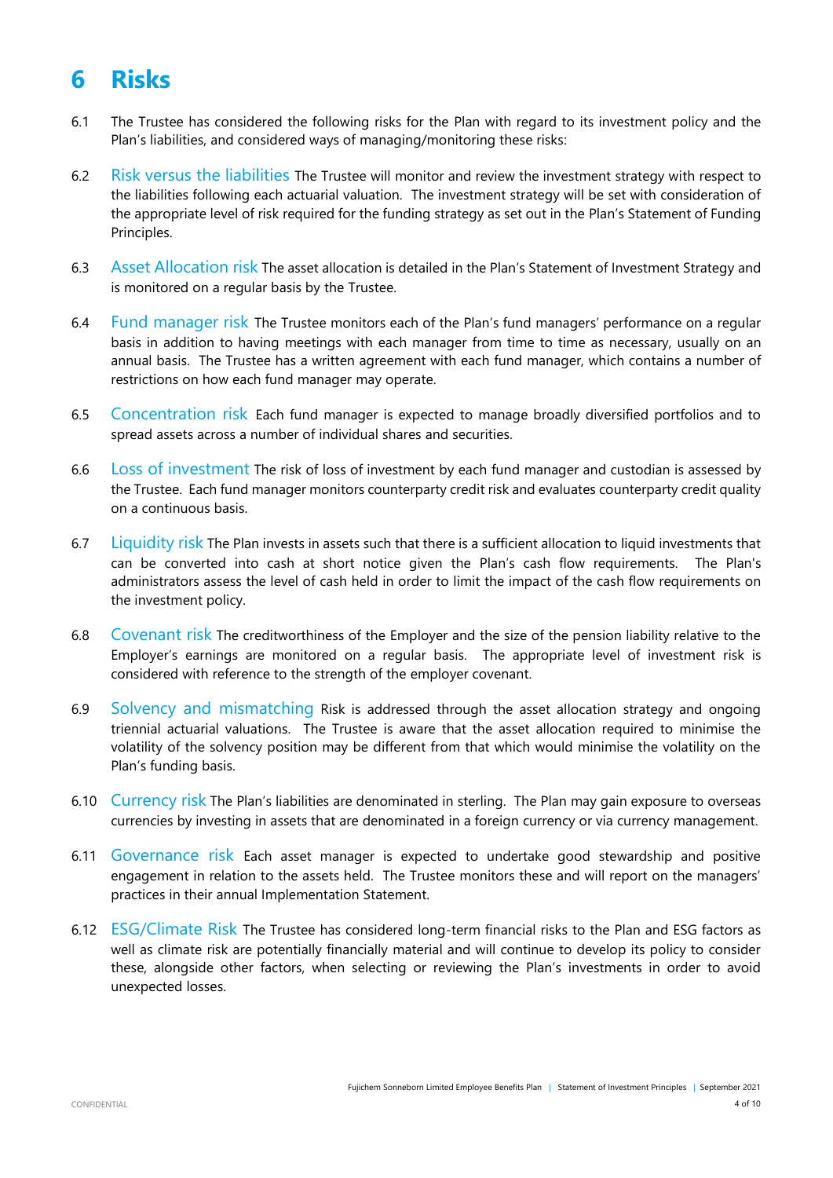# 6 Risks

6.1 The Trustee has considered the following risks for the Plan with regard to its investment policy and the Plan's liabilities, and considered ways of managing/monitoring these risks:

6.2 **Risk versus the liabilities** The Trustee will monitor and review the investment strategy with respect to the liabilities following each actuarial valuation. The investment strategy will be set with consideration of the appropriate level of risk required for the funding strategy as set out in the Plan's Statement of Funding Principles.

6.3 **Asset Allocation risk** The asset allocation is detailed in the Plan's Statement of Investment Strategy and is monitored on a regular basis by the Trustee.

6.4 **Fund manager risk** The Trustee monitors each of the Plan's fund managers' performance on a regular basis in addition to having meetings with each manager from time to time as necessary, usually on an annual basis. The Trustee has a written agreement with each fund manager, which contains a number of restrictions on how each fund manager may operate.

6.5 **Concentration risk** Each fund manager is expected to manage broadly diversified portfolios and to spread assets across a number of individual shares and securities.

6.6 **Loss of investment** The risk of loss of investment by each fund manager and custodian is assessed by the Trustee. Each fund manager monitors counterparty credit risk and evaluates counterparty credit quality on a continuous basis.

6.7 **Liquidity risk** The Plan invests in assets such that there is a sufficient allocation to liquid investments that can be converted into cash at short notice given the Plan's cash flow requirements. The Plan's administrators assess the level of cash held in order to limit the impact of the cash flow requirements on the investment policy.

6.8 **Covenant risk** The creditworthiness of the Employer and the size of the pension liability relative to the Employer's earnings are monitored on a regular basis. The appropriate level of investment risk is considered with reference to the strength of the employer covenant.

6.9 **Solvency and mismatching** Risk is addressed through the asset allocation strategy and ongoing triennial actuarial valuations. The Trustee is aware that the asset allocation required to minimise the volatility of the solvency position may be different from that which would minimise the volatility on the Plan's funding basis.

6.10 **Currency risk** The Plan's liabilities are denominated in sterling. The Plan may gain exposure to overseas currencies by investing in assets that are denominated in a foreign currency or via currency management.

6.11 **Governance risk** Each asset manager is expected to undertake good stewardship and positive engagement in relation to the assets held. The Trustee monitors these and will report on the managers' practices in their annual Implementation Statement.

6.12 **ESG/Climate Risk** The Trustee has considered long-term financial risks to the Plan and ESG factors as well as climate risk are potentially financially material and will continue to develop its policy to consider these, alongside other factors, when selecting or reviewing the Plan's investments in order to avoid unexpected losses.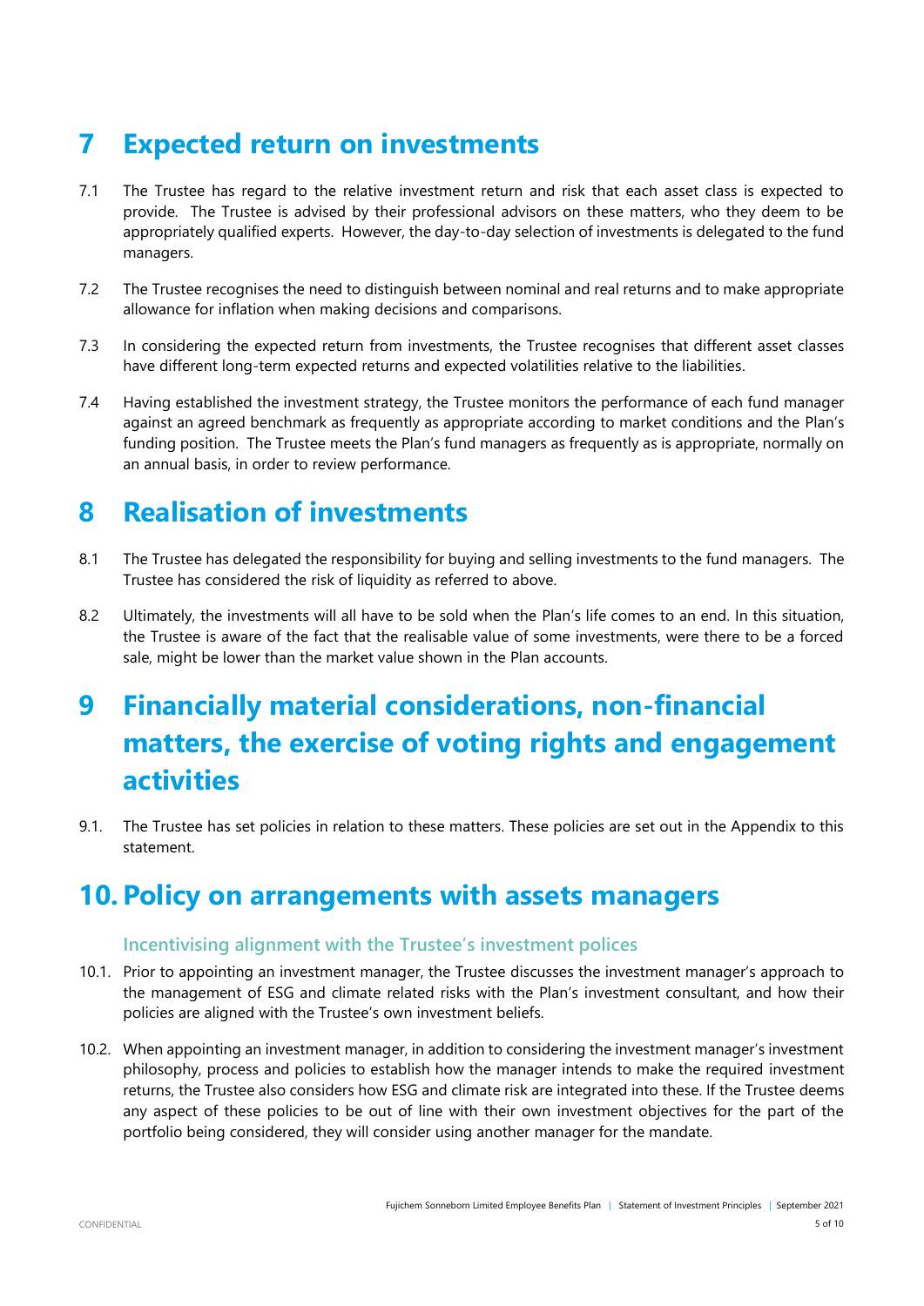# 7 Expected return on investments

7.1 The Trustee has regard to the relative investment return and risk that each asset class is expected to provide. The Trustee is advised by their professional advisors on these matters, who they deem to be appropriately qualified experts. However, the day-to-day selection of investments is delegated to the fund managers.

7.2 The Trustee recognises the need to distinguish between nominal and real returns and to make appropriate allowance for inflation when making decisions and comparisons.

7.3 In considering the expected return from investments, the Trustee recognises that different asset classes have different long-term expected returns and expected volatilities relative to the liabilities.

7.4 Having established the investment strategy, the Trustee monitors the performance of each fund manager against an agreed benchmark as frequently as appropriate according to market conditions and the Plan's funding position. The Trustee meets the Plan's fund managers as frequently as is appropriate, normally on an annual basis, in order to review performance.

# 8 Realisation of investments

8.1 The Trustee has delegated the responsibility for buying and selling investments to the fund managers. The Trustee has considered the risk of liquidity as referred to above.

8.2 Ultimately, the investments will all have to be sold when the Plan's life comes to an end. In this situation, the Trustee is aware of the fact that the realisable value of some investments, were there to be a forced sale, might be lower than the market value shown in the Plan accounts.

# 9 Financially material considerations, non-financial matters, the exercise of voting rights and engagement activities

9.1. The Trustee has set policies in relation to these matters. These policies are set out in the Appendix to this statement.

# 10. Policy on arrangements with assets managers

### Incentivising alignment with the Trustee's investment polices

10.1. Prior to appointing an investment manager, the Trustee discusses the investment manager's approach to the management of ESG and climate related risks with the Plan's investment consultant, and how their policies are aligned with the Trustee's own investment beliefs.

10.2. When appointing an investment manager, in addition to considering the investment manager's investment philosophy, process and policies to establish how the manager intends to make the required investment returns, the Trustee also considers how ESG and climate risk are integrated into these. If the Trustee deems any aspect of these policies to be out of line with their own investment objectives for the part of the portfolio being considered, they will consider using another manager for the mandate.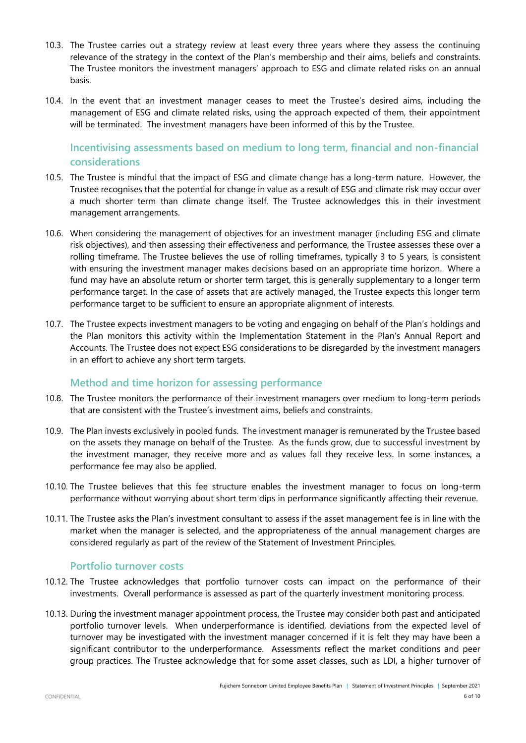10.3. The Trustee carries out a strategy review at least every three years where they assess the continuing relevance of the strategy in the context of the Plan's membership and their aims, beliefs and constraints. The Trustee monitors the investment managers' approach to ESG and climate related risks on an annual basis.

10.4. In the event that an investment manager ceases to meet the Trustee's desired aims, including the management of ESG and climate related risks, using the approach expected of them, their appointment will be terminated. The investment managers have been informed of this by the Trustee.

### Incentivising assessments based on medium to long term, financial and non-financial considerations

10.5. The Trustee is mindful that the impact of ESG and climate change has a long-term nature. However, the Trustee recognises that the potential for change in value as a result of ESG and climate risk may occur over a much shorter term than climate change itself. The Trustee acknowledges this in their investment management arrangements.

10.6. When considering the management of objectives for an investment manager (including ESG and climate risk objectives), and then assessing their effectiveness and performance, the Trustee assesses these over a rolling timeframe. The Trustee believes the use of rolling timeframes, typically 3 to 5 years, is consistent with ensuring the investment manager makes decisions based on an appropriate time horizon. Where a fund may have an absolute return or shorter term target, this is generally supplementary to a longer term performance target. In the case of assets that are actively managed, the Trustee expects this longer term performance target to be sufficient to ensure an appropriate alignment of interests.

10.7. The Trustee expects investment managers to be voting and engaging on behalf of the Plan's holdings and the Plan monitors this activity within the Implementation Statement in the Plan's Annual Report and Accounts. The Trustee does not expect ESG considerations to be disregarded by the investment managers in an effort to achieve any short term targets.

### Method and time horizon for assessing performance

10.8. The Trustee monitors the performance of their investment managers over medium to long-term periods that are consistent with the Trustee's investment aims, beliefs and constraints.

10.9. The Plan invests exclusively in pooled funds. The investment manager is remunerated by the Trustee based on the assets they manage on behalf of the Trustee. As the funds grow, due to successful investment by the investment manager, they receive more and as values fall they receive less. In some instances, a performance fee may also be applied.

10.10. The Trustee believes that this fee structure enables the investment manager to focus on long-term performance without worrying about short term dips in performance significantly affecting their revenue.

10.11. The Trustee asks the Plan's investment consultant to assess if the asset management fee is in line with the market when the manager is selected, and the appropriateness of the annual management charges are considered regularly as part of the review of the Statement of Investment Principles.

### Portfolio turnover costs

10.12. The Trustee acknowledges that portfolio turnover costs can impact on the performance of their investments. Overall performance is assessed as part of the quarterly investment monitoring process.

10.13. During the investment manager appointment process, the Trustee may consider both past and anticipated portfolio turnover levels. When underperformance is identified, deviations from the expected level of turnover may be investigated with the investment manager concerned if it is felt they may have been a significant contributor to the underperformance. Assessments reflect the market conditions and peer group practices. The Trustee acknowledge that for some asset classes, such as LDI, a higher turnover of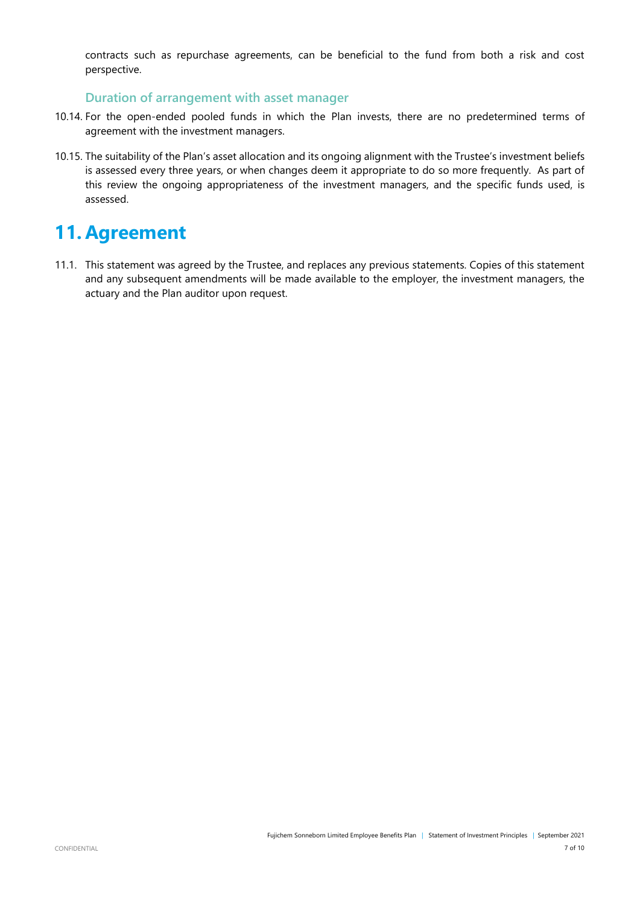contracts such as repurchase agreements, can be beneficial to the fund from both a risk and cost perspective.

### Duration of arrangement with asset manager

10.14. For the open-ended pooled funds in which the Plan invests, there are no predetermined terms of agreement with the investment managers.

10.15. The suitability of the Plan's asset allocation and its ongoing alignment with the Trustee's investment beliefs is assessed every three years, or when changes deem it appropriate to do so more frequently. As part of this review the ongoing appropriateness of the investment managers, and the specific funds used, is assessed.

# 11. Agreement

11.1. This statement was agreed by the Trustee, and replaces any previous statements. Copies of this statement and any subsequent amendments will be made available to the employer, the investment managers, the actuary and the Plan auditor upon request.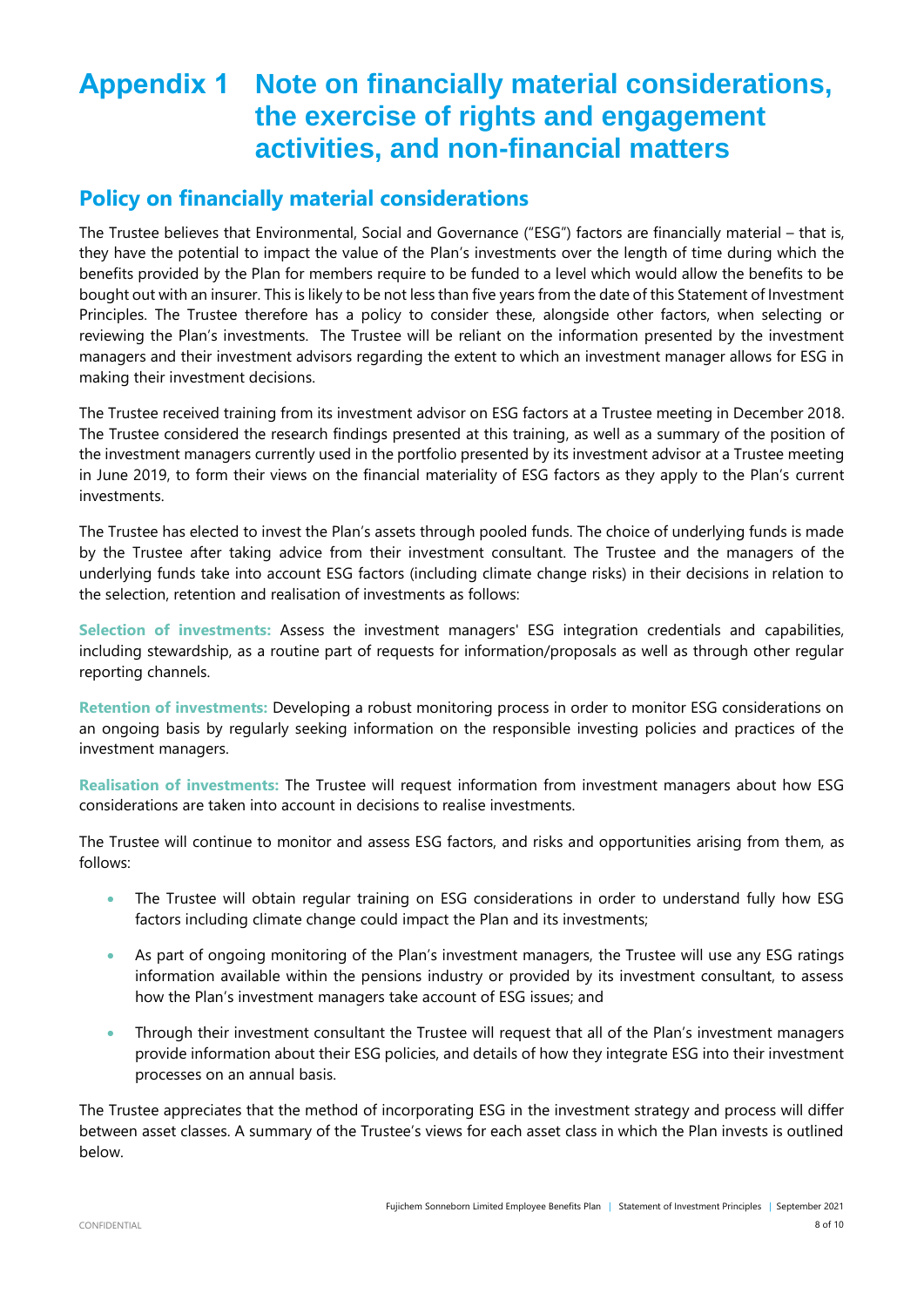# Appendix 1 Note on financially material considerations, the exercise of rights and engagement activities, and non-financial matters

## Policy on financially material considerations

The Trustee believes that Environmental, Social and Governance ("ESG") factors are financially material – that is, they have the potential to impact the value of the Plan's investments over the length of time during which the benefits provided by the Plan for members require to be funded to a level which would allow the benefits to be bought out with an insurer. This is likely to be not less than five years from the date of this Statement of Investment Principles. The Trustee therefore has a policy to consider these, alongside other factors, when selecting or reviewing the Plan's investments. The Trustee will be reliant on the information presented by the investment managers and their investment advisors regarding the extent to which an investment manager allows for ESG in making their investment decisions.

The Trustee received training from its investment advisor on ESG factors at a Trustee meeting in December 2018. The Trustee considered the research findings presented at this training, as well as a summary of the position of the investment managers currently used in the portfolio presented by its investment advisor at a Trustee meeting in June 2019, to form their views on the financial materiality of ESG factors as they apply to the Plan's current investments.

The Trustee has elected to invest the Plan's assets through pooled funds. The choice of underlying funds is made by the Trustee after taking advice from their investment consultant. The Trustee and the managers of the underlying funds take into account ESG factors (including climate change risks) in their decisions in relation to the selection, retention and realisation of investments as follows:

**Selection of investments:** Assess the investment managers' ESG integration credentials and capabilities, including stewardship, as a routine part of requests for information/proposals as well as through other regular reporting channels.

**Retention of investments:** Developing a robust monitoring process in order to monitor ESG considerations on an ongoing basis by regularly seeking information on the responsible investing policies and practices of the investment managers.

**Realisation of investments:** The Trustee will request information from investment managers about how ESG considerations are taken into account in decisions to realise investments.

The Trustee will continue to monitor and assess ESG factors, and risks and opportunities arising from them, as follows:

- The Trustee will obtain regular training on ESG considerations in order to understand fully how ESG factors including climate change could impact the Plan and its investments;
- As part of ongoing monitoring of the Plan's investment managers, the Trustee will use any ESG ratings information available within the pensions industry or provided by its investment consultant, to assess how the Plan's investment managers take account of ESG issues; and
- Through their investment consultant the Trustee will request that all of the Plan's investment managers provide information about their ESG policies, and details of how they integrate ESG into their investment processes on an annual basis.

The Trustee appreciates that the method of incorporating ESG in the investment strategy and process will differ between asset classes. A summary of the Trustee's views for each asset class in which the Plan invests is outlined below.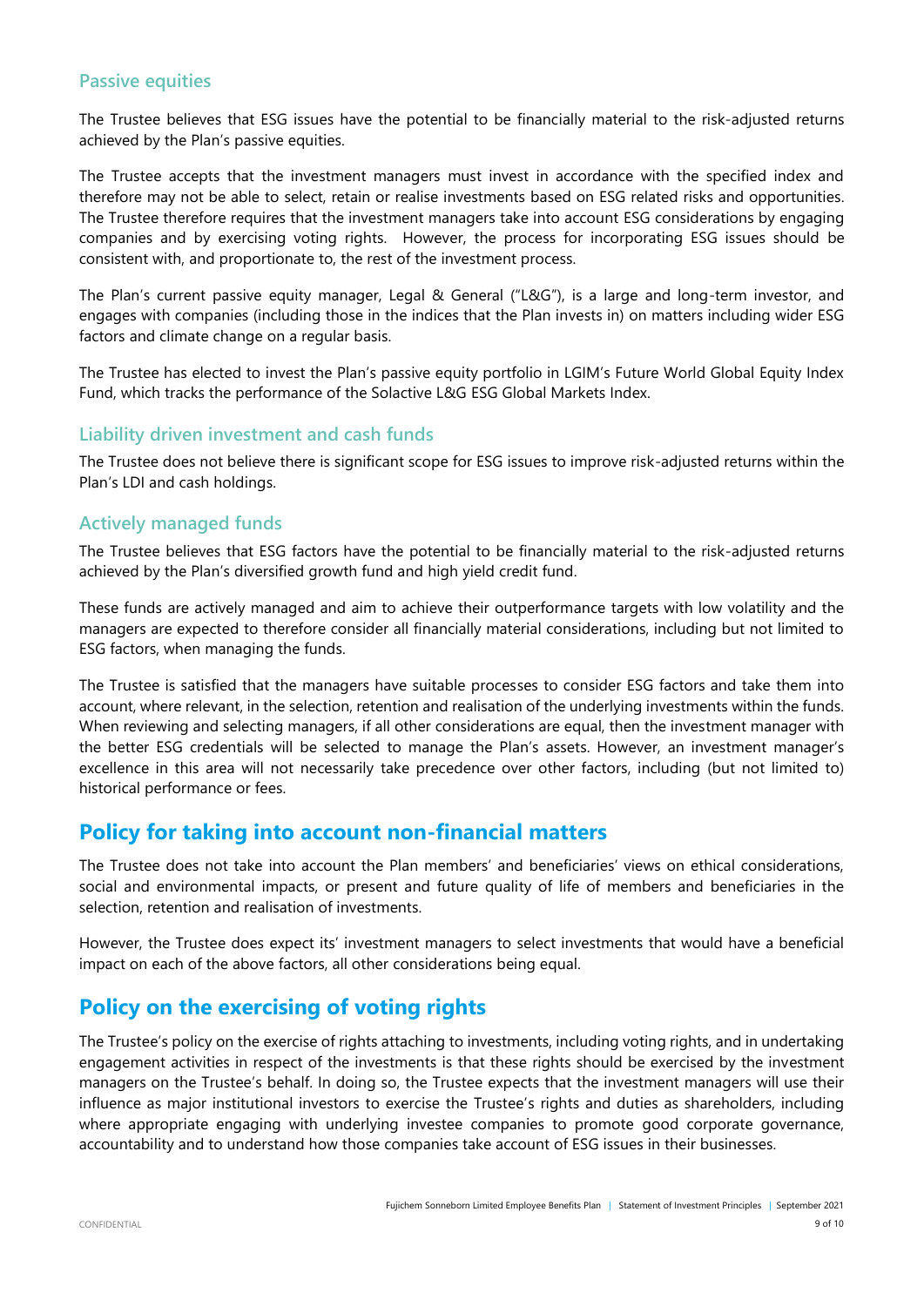### Passive equities

The Trustee believes that ESG issues have the potential to be financially material to the risk-adjusted returns achieved by the Plan's passive equities.

The Trustee accepts that the investment managers must invest in accordance with the specified index and therefore may not be able to select, retain or realise investments based on ESG related risks and opportunities. The Trustee therefore requires that the investment managers take into account ESG considerations by engaging companies and by exercising voting rights. However, the process for incorporating ESG issues should be consistent with, and proportionate to, the rest of the investment process.

The Plan's current passive equity manager, Legal & General ("L&G"), is a large and long-term investor, and engages with companies (including those in the indices that the Plan invests in) on matters including wider ESG factors and climate change on a regular basis.

The Trustee has elected to invest the Plan's passive equity portfolio in LGIM's Future World Global Equity Index Fund, which tracks the performance of the Solactive L&G ESG Global Markets Index.

### Liability driven investment and cash funds

The Trustee does not believe there is significant scope for ESG issues to improve risk-adjusted returns within the Plan's LDI and cash holdings.

### Actively managed funds

The Trustee believes that ESG factors have the potential to be financially material to the risk-adjusted returns achieved by the Plan's diversified growth fund and high yield credit fund.

These funds are actively managed and aim to achieve their outperformance targets with low volatility and the managers are expected to therefore consider all financially material considerations, including but not limited to ESG factors, when managing the funds.

The Trustee is satisfied that the managers have suitable processes to consider ESG factors and take them into account, where relevant, in the selection, retention and realisation of the underlying investments within the funds. When reviewing and selecting managers, if all other considerations are equal, then the investment manager with the better ESG credentials will be selected to manage the Plan's assets. However, an investment manager's excellence in this area will not necessarily take precedence over other factors, including (but not limited to) historical performance or fees.

## Policy for taking into account non-financial matters

The Trustee does not take into account the Plan members' and beneficiaries' views on ethical considerations, social and environmental impacts, or present and future quality of life of members and beneficiaries in the selection, retention and realisation of investments.

However, the Trustee does expect its' investment managers to select investments that would have a beneficial impact on each of the above factors, all other considerations being equal.

## Policy on the exercising of voting rights

The Trustee's policy on the exercise of rights attaching to investments, including voting rights, and in undertaking engagement activities in respect of the investments is that these rights should be exercised by the investment managers on the Trustee's behalf. In doing so, the Trustee expects that the investment managers will use their influence as major institutional investors to exercise the Trustee's rights and duties as shareholders, including where appropriate engaging with underlying investee companies to promote good corporate governance, accountability and to understand how those companies take account of ESG issues in their businesses.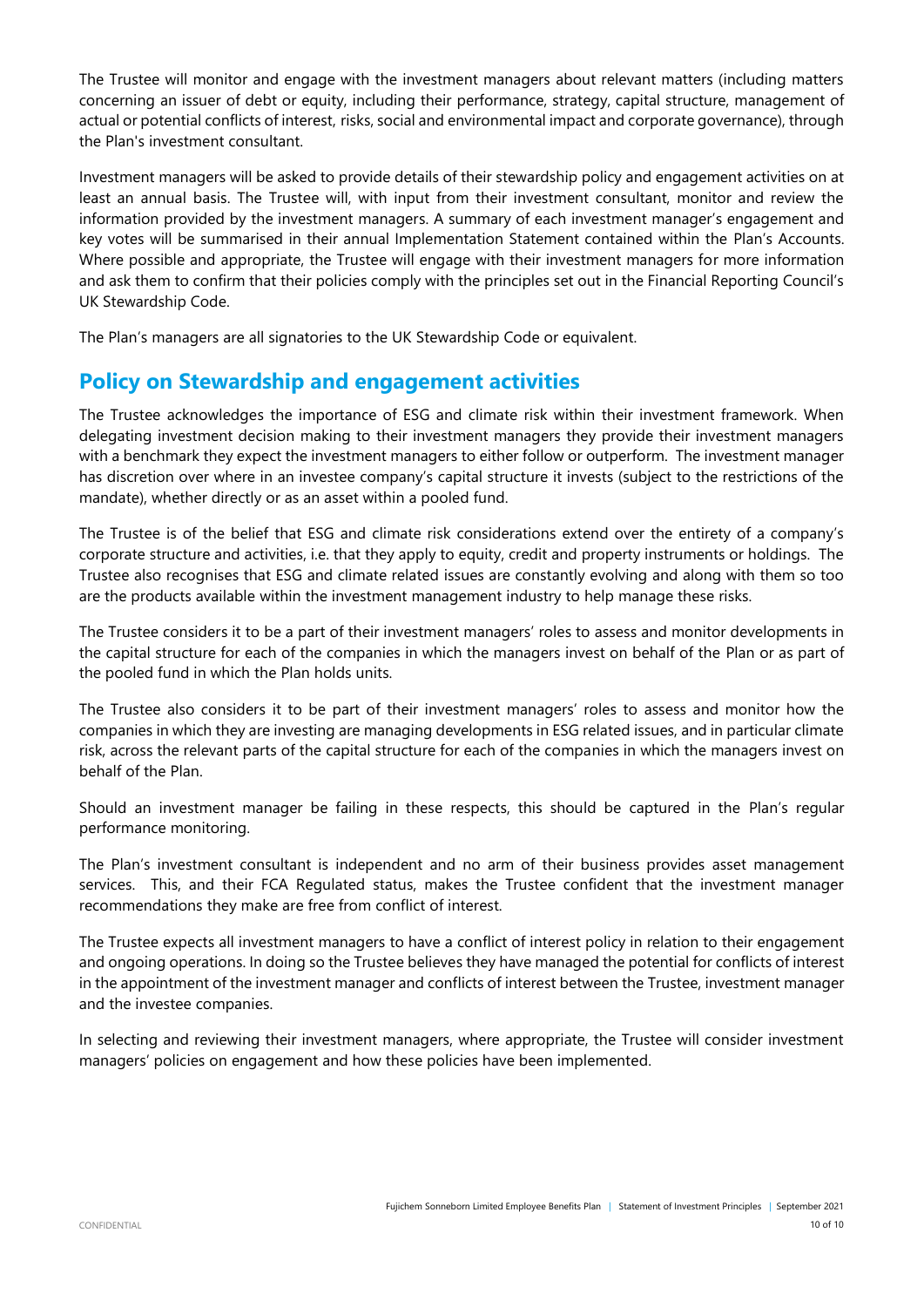The Trustee will monitor and engage with the investment managers about relevant matters (including matters concerning an issuer of debt or equity, including their performance, strategy, capital structure, management of actual or potential conflicts of interest, risks, social and environmental impact and corporate governance), through the Plan's investment consultant.

Investment managers will be asked to provide details of their stewardship policy and engagement activities on at least an annual basis. The Trustee will, with input from their investment consultant, monitor and review the information provided by the investment managers. A summary of each investment manager's engagement and key votes will be summarised in their annual Implementation Statement contained within the Plan's Accounts. Where possible and appropriate, the Trustee will engage with their investment managers for more information and ask them to confirm that their policies comply with the principles set out in the Financial Reporting Council's UK Stewardship Code.

The Plan's managers are all signatories to the UK Stewardship Code or equivalent.

## Policy on Stewardship and engagement activities

The Trustee acknowledges the importance of ESG and climate risk within their investment framework. When delegating investment decision making to their investment managers they provide their investment managers with a benchmark they expect the investment managers to either follow or outperform. The investment manager has discretion over where in an investee company's capital structure it invests (subject to the restrictions of the mandate), whether directly or as an asset within a pooled fund.

The Trustee is of the belief that ESG and climate risk considerations extend over the entirety of a company's corporate structure and activities, i.e. that they apply to equity, credit and property instruments or holdings. The Trustee also recognises that ESG and climate related issues are constantly evolving and along with them so too are the products available within the investment management industry to help manage these risks.

The Trustee considers it to be a part of their investment managers' roles to assess and monitor developments in the capital structure for each of the companies in which the managers invest on behalf of the Plan or as part of the pooled fund in which the Plan holds units.

The Trustee also considers it to be part of their investment managers' roles to assess and monitor how the companies in which they are investing are managing developments in ESG related issues, and in particular climate risk, across the relevant parts of the capital structure for each of the companies in which the managers invest on behalf of the Plan.

Should an investment manager be failing in these respects, this should be captured in the Plan's regular performance monitoring.

The Plan's investment consultant is independent and no arm of their business provides asset management services. This, and their FCA Regulated status, makes the Trustee confident that the investment manager recommendations they make are free from conflict of interest.

The Trustee expects all investment managers to have a conflict of interest policy in relation to their engagement and ongoing operations. In doing so the Trustee believes they have managed the potential for conflicts of interest in the appointment of the investment manager and conflicts of interest between the Trustee, investment manager and the investee companies.

In selecting and reviewing their investment managers, where appropriate, the Trustee will consider investment managers' policies on engagement and how these policies have been implemented.